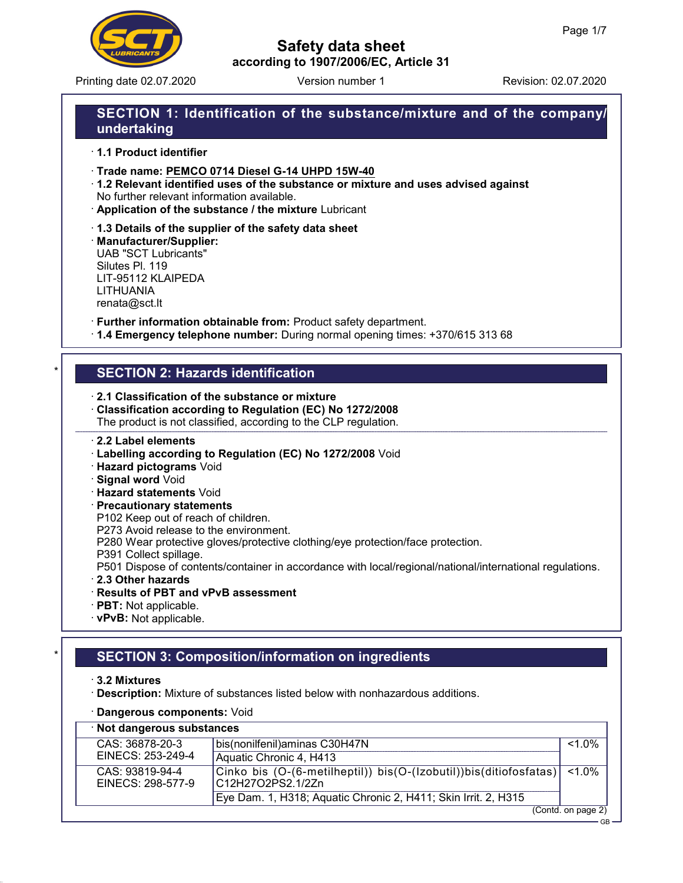# Safety data sheet

according to 1907/2006/EC, Article 31

Printing date 02.07.2020 Version number 1 Revision: 02.07.2020

## SECTION 1: Identification of the substance/mixture and of the company/undertaking

· **1.1 Product identifier**

· **Trade name: PEMCO 0714 Diesel G-14 UHPD 15W-40**

· **1.2 Relevant identified uses of the substance or mixture and uses advised against**
No further relevant information available.

· **Application of the substance / the mixture** Lubricant

· **1.3 Details of the supplier of the safety data sheet**

· **Manufacturer/Supplier:**
UAB "SCT Lubricants"
Silutes Pl. 119
LIT-95112 KLAIPEDA
LITHUANIA
renata@sct.lt

· **Further information obtainable from:** Product safety department.

· **1.4 Emergency telephone number:** During normal opening times: +370/615 313 68

## SECTION 2: Hazards identification

· **2.1 Classification of the substance or mixture**

· **Classification according to Regulation (EC) No 1272/2008**
The product is not classified, according to the CLP regulation.

· **2.2 Label elements**

· **Labelling according to Regulation (EC) No 1272/2008** Void

· **Hazard pictograms** Void

· **Signal word** Void

· **Hazard statements** Void

· **Precautionary statements**
P102 Keep out of reach of children.
P273 Avoid release to the environment.
P280 Wear protective gloves/protective clothing/eye protection/face protection.
P391 Collect spillage.
P501 Dispose of contents/container in accordance with local/regional/national/international regulations.

· **2.3 Other hazards**

· **Results of PBT and vPvB assessment**

· **PBT:** Not applicable.

· **vPvB:** Not applicable.

## SECTION 3: Composition/information on ingredients

· **3.2 Mixtures**

· **Description:** Mixture of substances listed below with nonhazardous additions.

· **Dangerous components:** Void

| · Not dangerous substances | | |
|---|---|---|
| CAS: 36878-20-3<br>EINECS: 253-249-4 | bis(nonilfenil)aminas C30H47N | <1.0% |
| | Aquatic Chronic 4, H413 | |
| CAS: 93819-94-4<br>EINECS: 298-577-9 | Cinko bis (O-(6-metilheptil)) bis(O-(Izobutil))bis(ditiofosfatas) C12H27O2PS2.1/2Zn | <1.0% |
| | Eye Dam. 1, H318; Aquatic Chronic 2, H411; Skin Irrit. 2, H315 | |

(Contd. on page 2)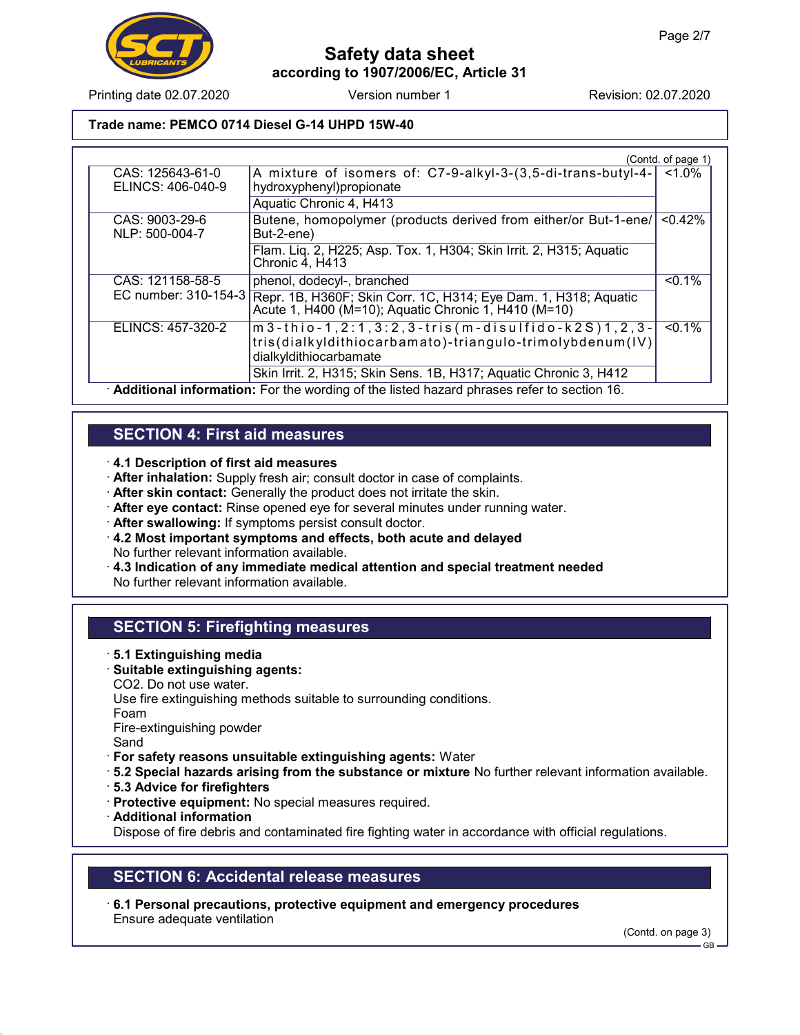**Trade name: PEMCO 0714 Diesel G-14 UHPD 15W-40**

(Contd. of page 1)

| | | |
|---|---|---|
| CAS: 125643-61-0<br>ELINCS: 406-040-9 | A mixture of isomers of: C7-9-alkyl-3-(3,5-di-trans-butyl-4-hydroxyphenyl)propionate<br>Aquatic Chronic 4, H413 | <1.0% |
| CAS: 9003-29-6<br>NLP: 500-004-7 | Butene, homopolymer (products derived from either/or But-1-ene/But-2-ene)<br>Flam. Liq. 2, H225; Asp. Tox. 1, H304; Skin Irrit. 2, H315; Aquatic Chronic 4, H413 | <0.42% |
| CAS: 121158-58-5<br>EC number: 310-154-3 | phenol, dodecyl-, branched<br>Repr. 1B, H360F; Skin Corr. 1C, H314; Eye Dam. 1, H318; Aquatic Acute 1, H400 (M=10); Aquatic Chronic 1, H410 (M=10) | <0.1% |
| ELINCS: 457-320-2 | m3-thio-1,2:1,3:2,3-tris(m-disulfido-k2S)1,2,3-tris(dialkyldithiocarbamato)-triangulo-trimolybdenum(IV) dialkyldithiocarbamate<br>Skin Irrit. 2, H315; Skin Sens. 1B, H317; Aquatic Chronic 3, H412 | <0.1% |

· **Additional information:** For the wording of the listed hazard phrases refer to section 16.

## SECTION 4: First aid measures

· **4.1 Description of first aid measures**
· **After inhalation:** Supply fresh air; consult doctor in case of complaints.
· **After skin contact:** Generally the product does not irritate the skin.
· **After eye contact:** Rinse opened eye for several minutes under running water.
· **After swallowing:** If symptoms persist consult doctor.
· **4.2 Most important symptoms and effects, both acute and delayed**
No further relevant information available.
· **4.3 Indication of any immediate medical attention and special treatment needed**
No further relevant information available.

## SECTION 5: Firefighting measures

· **5.1 Extinguishing media**
· **Suitable extinguishing agents:**
$CO_2$. Do not use water.
Use fire extinguishing methods suitable to surrounding conditions.
Foam
Fire-extinguishing powder
Sand
· **For safety reasons unsuitable extinguishing agents:** Water
· **5.2 Special hazards arising from the substance or mixture** No further relevant information available.
· **5.3 Advice for firefighters**
· **Protective equipment:** No special measures required.
· **Additional information**
Dispose of fire debris and contaminated fire fighting water in accordance with official regulations.

## SECTION 6: Accidental release measures

· **6.1 Personal precautions, protective equipment and emergency procedures**
Ensure adequate ventilation

(Contd. on page 3)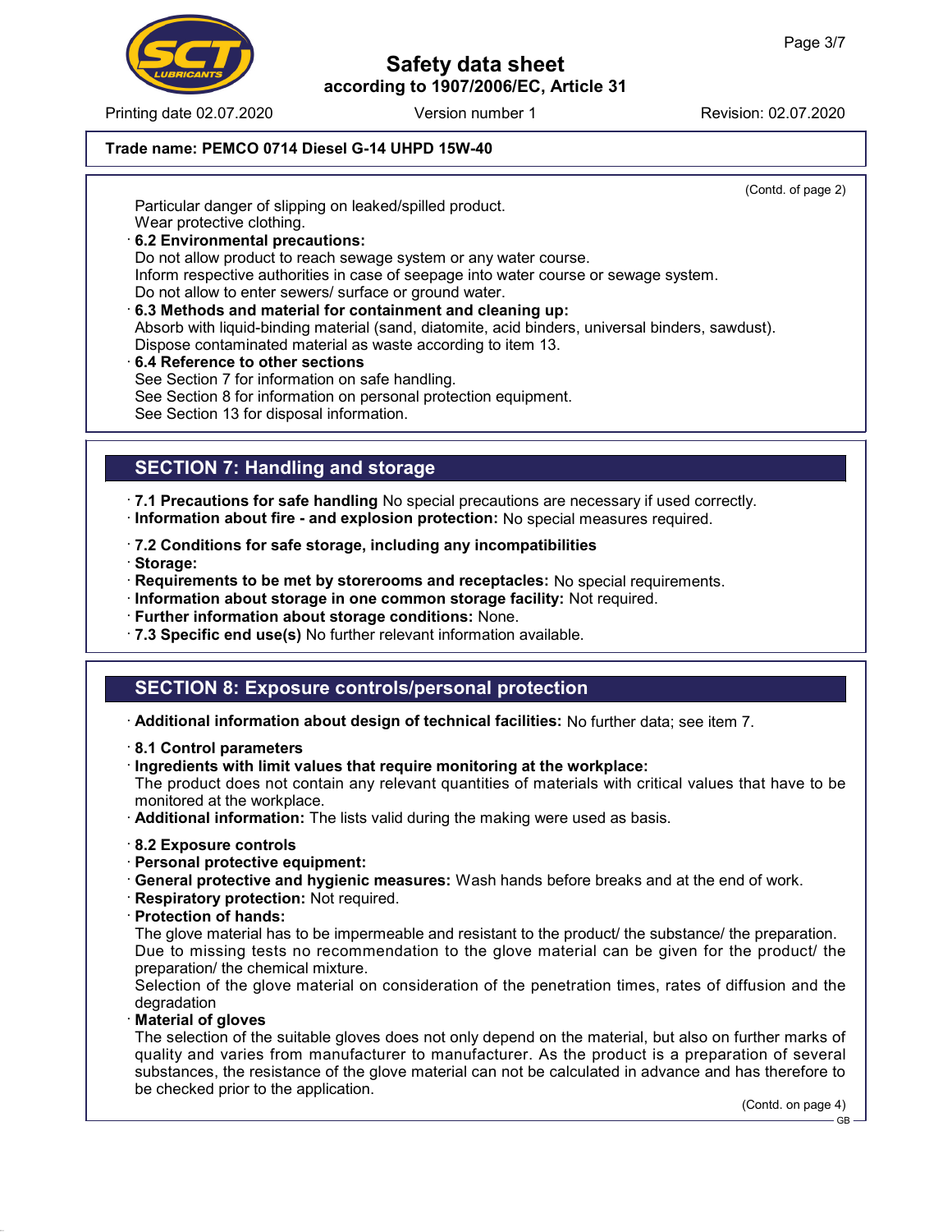Trade name: PEMCO 0714 Diesel G-14 UHPD 15W-40

(Contd. of page 2)

Particular danger of slipping on leaked/spilled product.
Wear protective clothing.

· **6.2 Environmental precautions:**
Do not allow product to reach sewage system or any water course.
Inform respective authorities in case of seepage into water course or sewage system.
Do not allow to enter sewers/ surface or ground water.

· **6.3 Methods and material for containment and cleaning up:**
Absorb with liquid-binding material (sand, diatomite, acid binders, universal binders, sawdust).
Dispose contaminated material as waste according to item 13.

· **6.4 Reference to other sections**
See Section 7 for information on safe handling.
See Section 8 for information on personal protection equipment.
See Section 13 for disposal information.

## SECTION 7: Handling and storage

· **7.1 Precautions for safe handling** No special precautions are necessary if used correctly.
· **Information about fire - and explosion protection:** No special measures required.

· **7.2 Conditions for safe storage, including any incompatibilities**
· **Storage:**
· **Requirements to be met by storerooms and receptacles:** No special requirements.
· **Information about storage in one common storage facility:** Not required.
· **Further information about storage conditions:** None.
· **7.3 Specific end use(s)** No further relevant information available.

## SECTION 8: Exposure controls/personal protection

· **Additional information about design of technical facilities:** No further data; see item 7.

· **8.1 Control parameters**
· **Ingredients with limit values that require monitoring at the workplace:**
The product does not contain any relevant quantities of materials with critical values that have to be monitored at the workplace.
· **Additional information:** The lists valid during the making were used as basis.

· **8.2 Exposure controls**
· **Personal protective equipment:**
· **General protective and hygienic measures:** Wash hands before breaks and at the end of work.
· **Respiratory protection:** Not required.
· **Protection of hands:**
The glove material has to be impermeable and resistant to the product/ the substance/ the preparation.
Due to missing tests no recommendation to the glove material can be given for the product/ the preparation/ the chemical mixture.
Selection of the glove material on consideration of the penetration times, rates of diffusion and the degradation
· **Material of gloves**
The selection of the suitable gloves does not only depend on the material, but also on further marks of quality and varies from manufacturer to manufacturer. As the product is a preparation of several substances, the resistance of the glove material can not be calculated in advance and has therefore to be checked prior to the application.

(Contd. on page 4)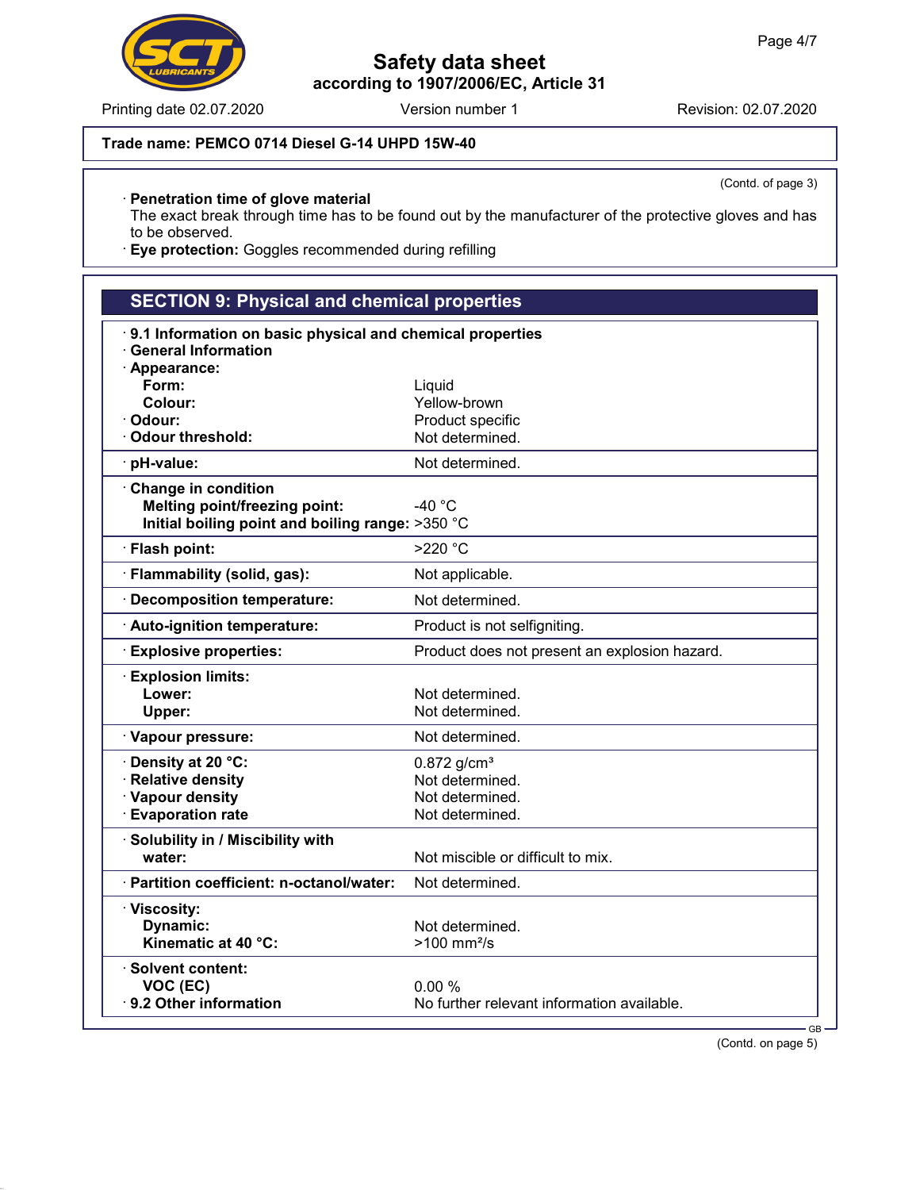**Trade name: PEMCO 0714 Diesel G-14 UHPD 15W-40**

(Contd. of page 3)

· **Penetration time of glove material**
The exact break through time has to be found out by the manufacturer of the protective gloves and has to be observed.
· **Eye protection:** Goggles recommended during refilling

## SECTION 9: Physical and chemical properties

· **9.1 Information on basic physical and chemical properties**
· **General Information**

| Property | Value |
|---|---|
| · **Appearance:** | |
| **Form:** | Liquid |
| **Colour:** | Yellow-brown |
| · **Odour:** | Product specific |
| · **Odour threshold:** | Not determined. |
| · **pH-value:** | Not determined. |
| · **Change in condition** | |
| **Melting point/freezing point:** | -40 °C |
| **Initial boiling point and boiling range:** | >350 °C |
| · **Flash point:** | >220 °C |
| · **Flammability (solid, gas):** | Not applicable. |
| · **Decomposition temperature:** | Not determined. |
| · **Auto-ignition temperature:** | Product is not selfigniting. |
| · **Explosive properties:** | Product does not present an explosion hazard. |
| · **Explosion limits:** | |
| **Lower:** | Not determined. |
| **Upper:** | Not determined. |
| · **Vapour pressure:** | Not determined. |
| · **Density at 20 °C:** | 0.872 g/cm³ |
| · **Relative density** | Not determined. |
| · **Vapour density** | Not determined. |
| · **Evaporation rate** | Not determined. |
| · **Solubility in / Miscibility with water:** | Not miscible or difficult to mix. |
| · **Partition coefficient: n-octanol/water:** | Not determined. |
| · **Viscosity:** | |
| **Dynamic:** | Not determined. |
| **Kinematic at 40 °C:** | >100 mm²/s |
| · **Solvent content:** | |
| **VOC (EC)** | 0.00 % |
| · **9.2 Other information** | No further relevant information available. |

(Contd. on page 5)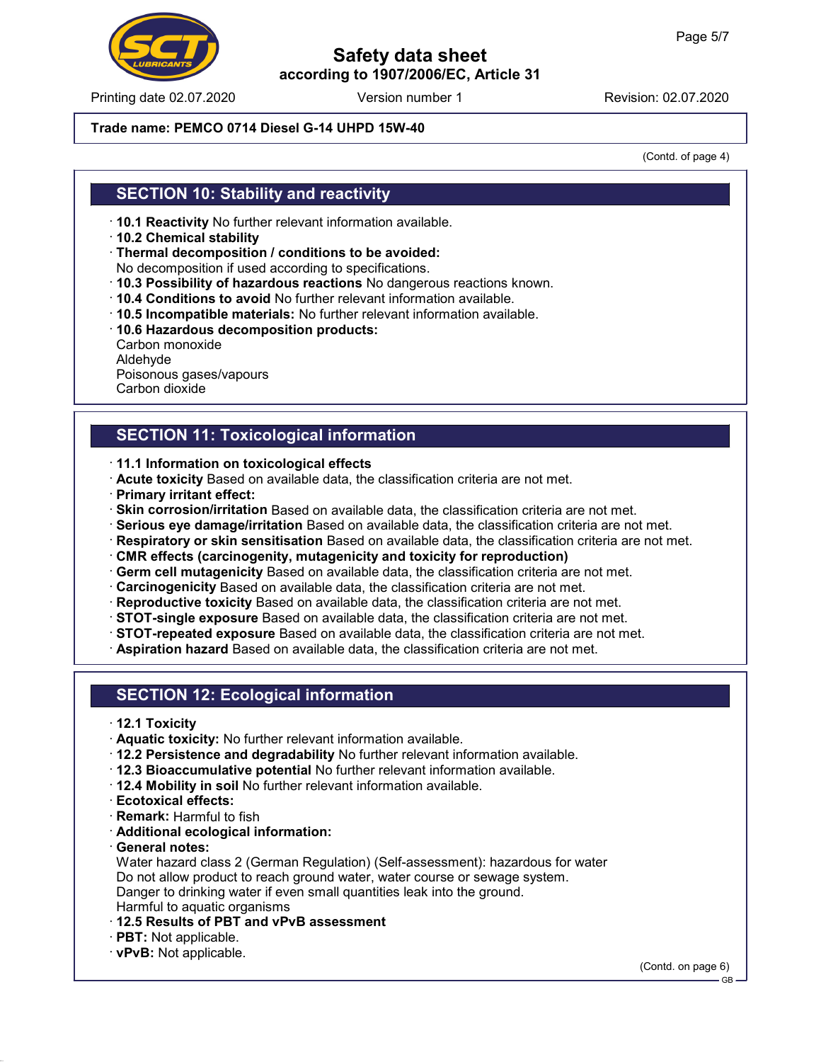**Trade name: PEMCO 0714 Diesel G-14 UHPD 15W-40**

(Contd. of page 4)

## SECTION 10: Stability and reactivity

- **10.1 Reactivity** No further relevant information available.
- **10.2 Chemical stability**
- **Thermal decomposition / conditions to be avoided:**
  No decomposition if used according to specifications.
- **10.3 Possibility of hazardous reactions** No dangerous reactions known.
- **10.4 Conditions to avoid** No further relevant information available.
- **10.5 Incompatible materials:** No further relevant information available.
- **10.6 Hazardous decomposition products:**
  Carbon monoxide
  Aldehyde
  Poisonous gases/vapours
  Carbon dioxide

## SECTION 11: Toxicological information

- **11.1 Information on toxicological effects**
- **Acute toxicity** Based on available data, the classification criteria are not met.
- **Primary irritant effect:**
- **Skin corrosion/irritation** Based on available data, the classification criteria are not met.
- **Serious eye damage/irritation** Based on available data, the classification criteria are not met.
- **Respiratory or skin sensitisation** Based on available data, the classification criteria are not met.
- **CMR effects (carcinogenity, mutagenicity and toxicity for reproduction)**
- **Germ cell mutagenicity** Based on available data, the classification criteria are not met.
- **Carcinogenicity** Based on available data, the classification criteria are not met.
- **Reproductive toxicity** Based on available data, the classification criteria are not met.
- **STOT-single exposure** Based on available data, the classification criteria are not met.
- **STOT-repeated exposure** Based on available data, the classification criteria are not met.
- **Aspiration hazard** Based on available data, the classification criteria are not met.

## SECTION 12: Ecological information

- **12.1 Toxicity**
- **Aquatic toxicity:** No further relevant information available.
- **12.2 Persistence and degradability** No further relevant information available.
- **12.3 Bioaccumulative potential** No further relevant information available.
- **12.4 Mobility in soil** No further relevant information available.
- **Ecotoxical effects:**
- **Remark:** Harmful to fish
- **Additional ecological information:**
- **General notes:**
  Water hazard class 2 (German Regulation) (Self-assessment): hazardous for water
  Do not allow product to reach ground water, water course or sewage system.
  Danger to drinking water if even small quantities leak into the ground.
  Harmful to aquatic organisms
- **12.5 Results of PBT and vPvB assessment**
- **PBT:** Not applicable.
- **vPvB:** Not applicable.

(Contd. on page 6)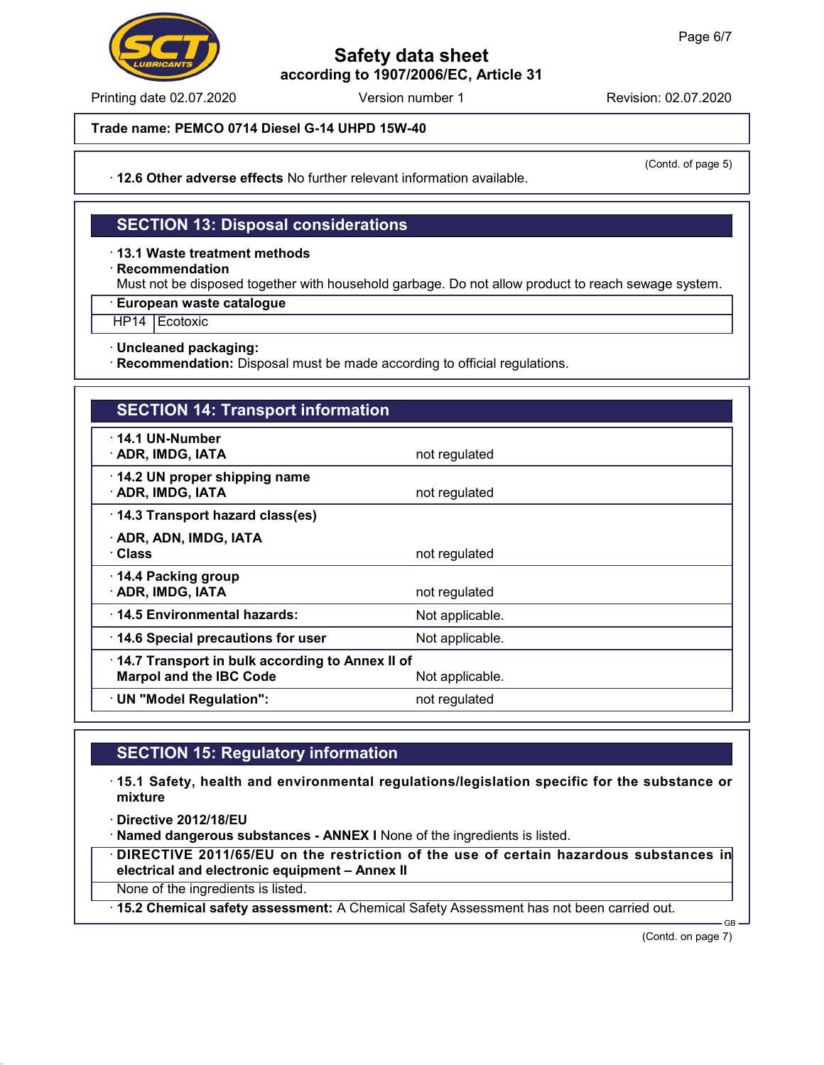**Trade name: PEMCO 0714 Diesel G-14 UHPD 15W-40**

(Contd. of page 5)

· **12.6 Other adverse effects** No further relevant information available.

## SECTION 13: Disposal considerations

· **13.1 Waste treatment methods**
· **Recommendation**
Must not be disposed together with household garbage. Do not allow product to reach sewage system.

| · European waste catalogue | |
|---|---|
| HP14 | Ecotoxic |

· **Uncleaned packaging:**
· **Recommendation:** Disposal must be made according to official regulations.

## SECTION 14: Transport information

| | |
|---|---|
| · **14.1 UN-Number**<br>· **ADR, IMDG, IATA** | not regulated |
| · **14.2 UN proper shipping name**<br>· **ADR, IMDG, IATA** | not regulated |
| · **14.3 Transport hazard class(es)**<br>· **ADR, ADN, IMDG, IATA**<br>· **Class** | not regulated |
| · **14.4 Packing group**<br>· **ADR, IMDG, IATA** | not regulated |
| · **14.5 Environmental hazards:** | Not applicable. |
| · **14.6 Special precautions for user** | Not applicable. |
| · **14.7 Transport in bulk according to Annex II of Marpol and the IBC Code** | Not applicable. |
| · **UN "Model Regulation":** | not regulated |

## SECTION 15: Regulatory information

· **15.1 Safety, health and environmental regulations/legislation specific for the substance or mixture**

· **Directive 2012/18/EU**
· **Named dangerous substances - ANNEX I** None of the ingredients is listed.

· **DIRECTIVE 2011/65/EU on the restriction of the use of certain hazardous substances in electrical and electronic equipment – Annex II**
None of the ingredients is listed.

· **15.2 Chemical safety assessment:** A Chemical Safety Assessment has not been carried out.

(Contd. on page 7)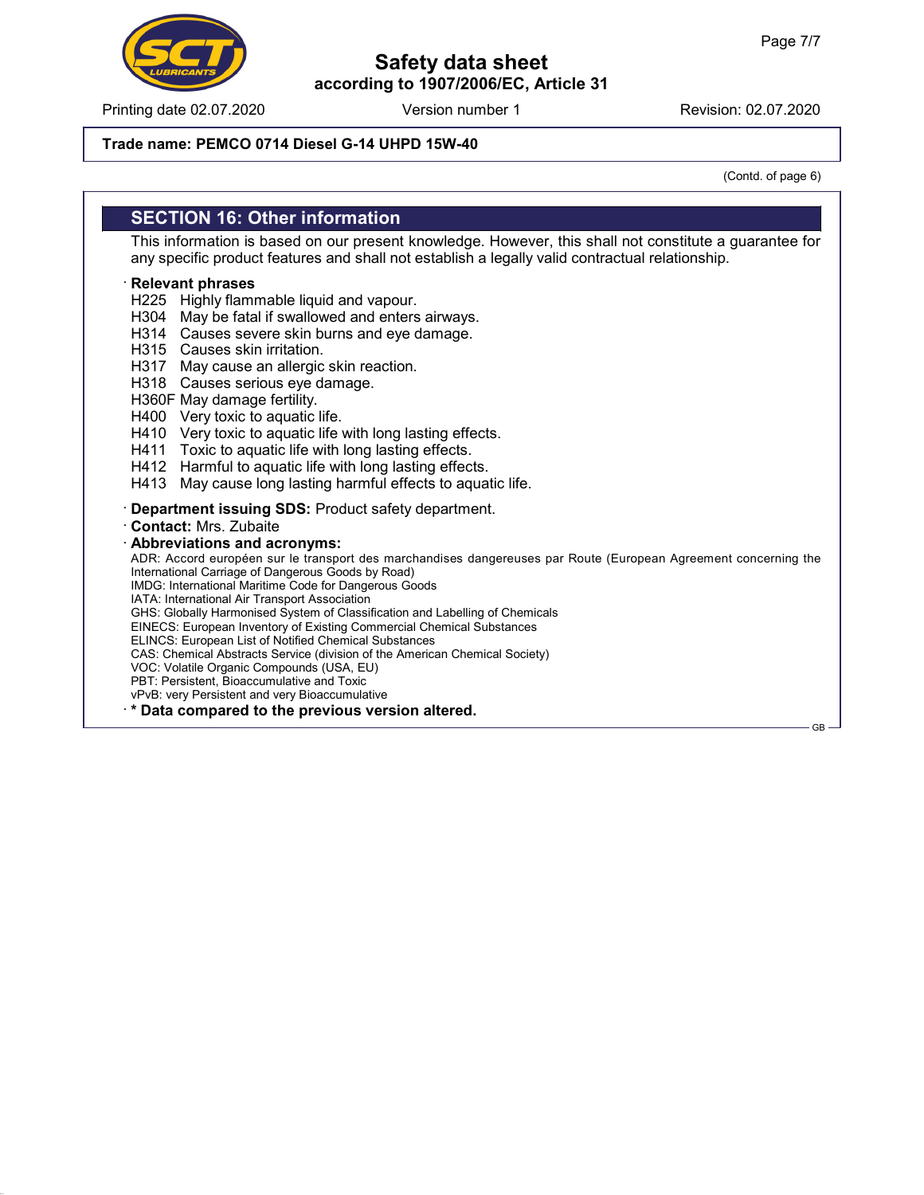(Contd. of page 6)

## SECTION 16: Other information

This information is based on our present knowledge. However, this shall not constitute a guarantee for any specific product features and shall not establish a legally valid contractual relationship.

· **Relevant phrases**

H225 Highly flammable liquid and vapour.
H304 May be fatal if swallowed and enters airways.
H314 Causes severe skin burns and eye damage.
H315 Causes skin irritation.
H317 May cause an allergic skin reaction.
H318 Causes serious eye damage.
H360F May damage fertility.
H400 Very toxic to aquatic life.
H410 Very toxic to aquatic life with long lasting effects.
H411 Toxic to aquatic life with long lasting effects.
H412 Harmful to aquatic life with long lasting effects.
H413 May cause long lasting harmful effects to aquatic life.

· **Department issuing SDS:** Product safety department.
· **Contact:** Mrs. Zubaite
· **Abbreviations and acronyms:**

ADR: Accord européen sur le transport des marchandises dangereuses par Route (European Agreement concerning the International Carriage of Dangerous Goods by Road)
IMDG: International Maritime Code for Dangerous Goods
IATA: International Air Transport Association
GHS: Globally Harmonised System of Classification and Labelling of Chemicals
EINECS: European Inventory of Existing Commercial Chemical Substances
ELINCS: European List of Notified Chemical Substances
CAS: Chemical Abstracts Service (division of the American Chemical Society)
VOC: Volatile Organic Compounds (USA, EU)
PBT: Persistent, Bioaccumulative and Toxic
vPvB: very Persistent and very Bioaccumulative

· **\* Data compared to the previous version altered.**